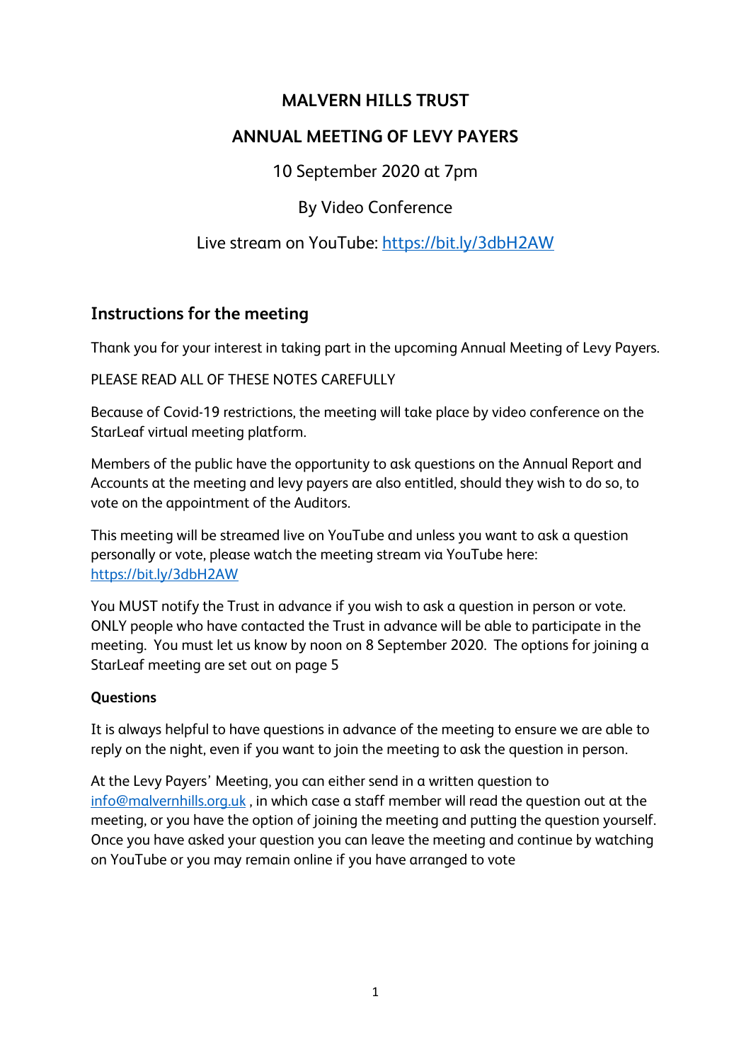# MALVERN HILLS TRUST

# ANNUAL MEETING OF LEVY PAYERS

10 September 2020 at 7pm

By Video Conference

Live stream on YouTube: https://bit.ly/3dbH2AW

## Instructions for the meeting

Thank you for your interest in taking part in the upcoming Annual Meeting of Levy Payers.

PLEASE READ ALL OF THESE NOTES CAREFULLY

Because of Covid-19 restrictions, the meeting will take place by video conference on the StarLeaf virtual meeting platform.

Members of the public have the opportunity to ask questions on the Annual Report and Accounts at the meeting and levy payers are also entitled, should they wish to do so, to vote on the appointment of the Auditors.

This meeting will be streamed live on YouTube and unless you want to ask a question personally or vote, please watch the meeting stream via YouTube here: https://bit.ly/3dbH2AW

You MUST notify the Trust in advance if you wish to ask a question in person or vote. ONLY people who have contacted the Trust in advance will be able to participate in the meeting. You must let us know by noon on 8 September 2020. The options for joining a StarLeaf meeting are set out on page 5

**Questions**

It is always helpful to have questions in advance of the meeting to ensure we are able to reply on the night, even if you want to join the meeting to ask the question in person.

At the Levy Payers' Meeting, you can either send in a written question to info@malvernhills.org.uk , in which case a staff member will read the question out at the meeting, or you have the option of joining the meeting and putting the question yourself. Once you have asked your question you can leave the meeting and continue by watching on YouTube or you may remain online if you have arranged to vote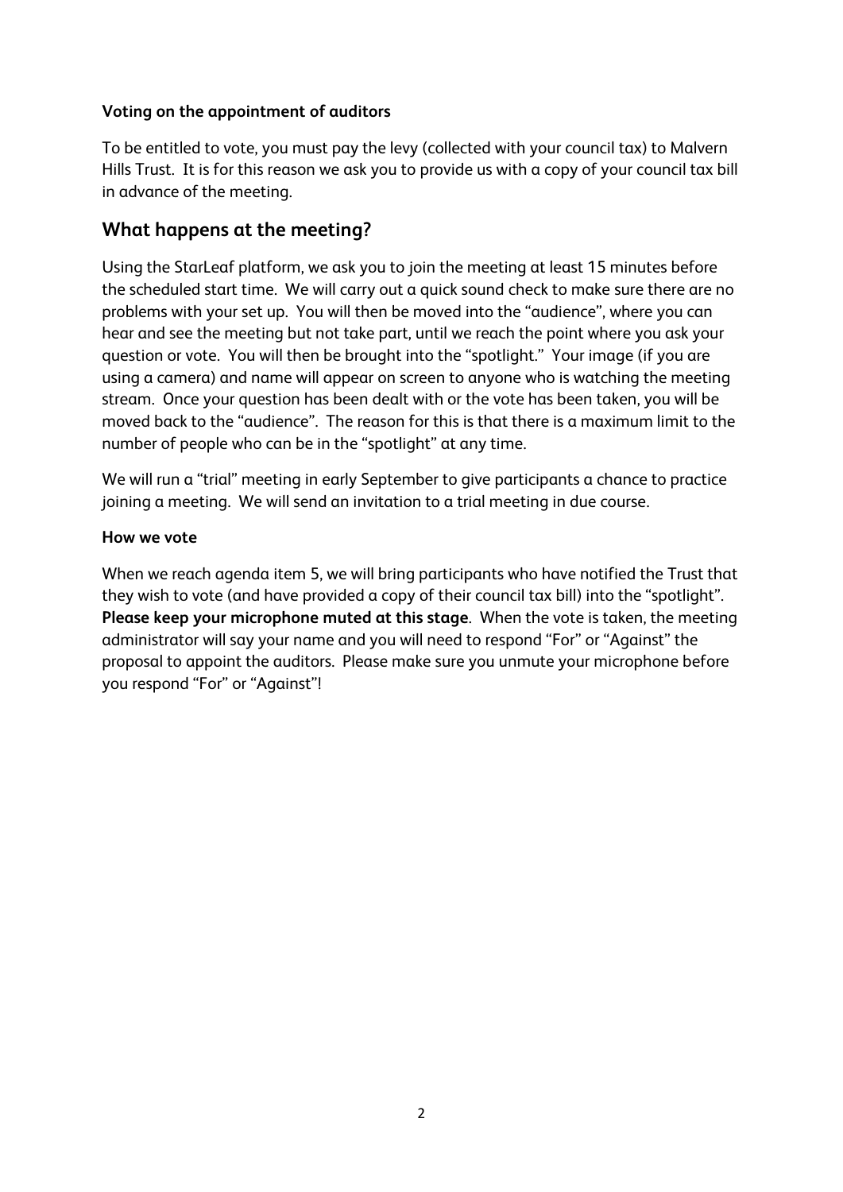**Voting on the appointment of auditors**

To be entitled to vote, you must pay the levy (collected with your council tax) to Malvern Hills Trust. It is for this reason we ask you to provide us with a copy of your council tax bill in advance of the meeting.

## What happens at the meeting?

Using the StarLeaf platform, we ask you to join the meeting at least 15 minutes before the scheduled start time. We will carry out a quick sound check to make sure there are no problems with your set up. You will then be moved into the "audience", where you can hear and see the meeting but not take part, until we reach the point where you ask your question or vote. You will then be brought into the "spotlight." Your image (if you are using a camera) and name will appear on screen to anyone who is watching the meeting stream. Once your question has been dealt with or the vote has been taken, you will be moved back to the "audience". The reason for this is that there is a maximum limit to the number of people who can be in the "spotlight" at any time.

We will run a "trial" meeting in early September to give participants a chance to practice joining a meeting. We will send an invitation to a trial meeting in due course.

**How we vote**

When we reach agenda item 5, we will bring participants who have notified the Trust that they wish to vote (and have provided a copy of their council tax bill) into the "spotlight". **Please keep your microphone muted at this stage**. When the vote is taken, the meeting administrator will say your name and you will need to respond "For" or "Against" the proposal to appoint the auditors. Please make sure you unmute your microphone before you respond "For" or "Against"!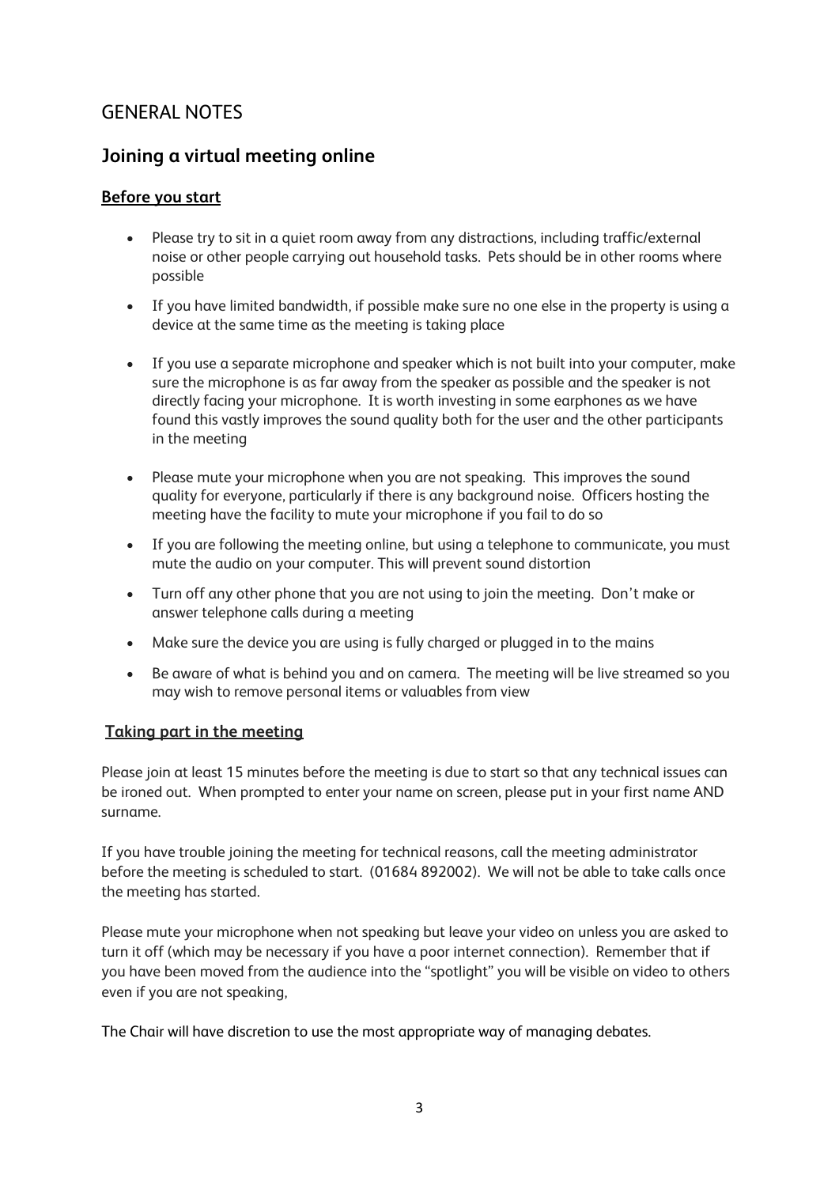# GENERAL NOTES

## Joining a virtual meeting online

### Before you start

- Please try to sit in a quiet room away from any distractions, including traffic/external noise or other people carrying out household tasks. Pets should be in other rooms where possible
- If you have limited bandwidth, if possible make sure no one else in the property is using a device at the same time as the meeting is taking place
- If you use a separate microphone and speaker which is not built into your computer, make sure the microphone is as far away from the speaker as possible and the speaker is not directly facing your microphone. It is worth investing in some earphones as we have found this vastly improves the sound quality both for the user and the other participants in the meeting
- Please mute your microphone when you are not speaking. This improves the sound quality for everyone, particularly if there is any background noise. Officers hosting the meeting have the facility to mute your microphone if you fail to do so
- If you are following the meeting online, but using a telephone to communicate, you must mute the audio on your computer. This will prevent sound distortion
- Turn off any other phone that you are not using to join the meeting. Don't make or answer telephone calls during a meeting
- Make sure the device you are using is fully charged or plugged in to the mains
- Be aware of what is behind you and on camera. The meeting will be live streamed so you may wish to remove personal items or valuables from view

### Taking part in the meeting

Please join at least 15 minutes before the meeting is due to start so that any technical issues can be ironed out. When prompted to enter your name on screen, please put in your first name AND surname.

If you have trouble joining the meeting for technical reasons, call the meeting administrator before the meeting is scheduled to start. (01684 892002). We will not be able to take calls once the meeting has started.

Please mute your microphone when not speaking but leave your video on unless you are asked to turn it off (which may be necessary if you have a poor internet connection). Remember that if you have been moved from the audience into the "spotlight" you will be visible on video to others even if you are not speaking,

The Chair will have discretion to use the most appropriate way of managing debates.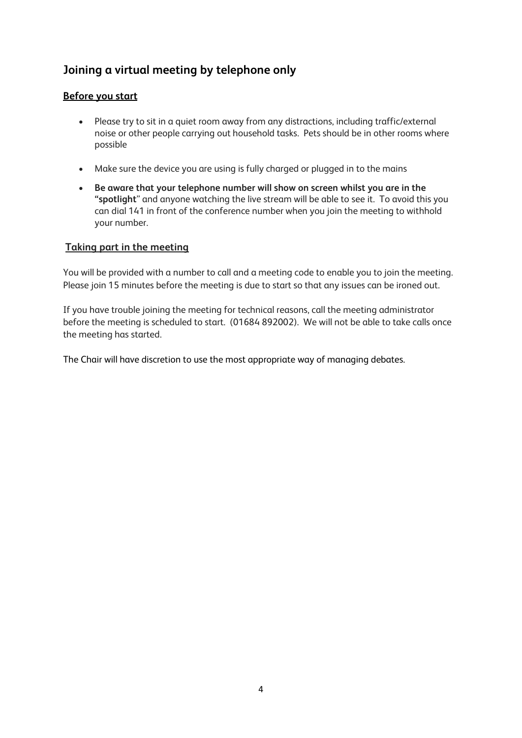## Joining a virtual meeting by telephone only

### Before you start

- Please try to sit in a quiet room away from any distractions, including traffic/external noise or other people carrying out household tasks. Pets should be in other rooms where possible
- Make sure the device you are using is fully charged or plugged in to the mains
- **Be aware that your telephone number will show on screen whilst you are in the "spotlight**" and anyone watching the live stream will be able to see it. To avoid this you can dial 141 in front of the conference number when you join the meeting to withhold your number.

### Taking part in the meeting

You will be provided with a number to call and a meeting code to enable you to join the meeting. Please join 15 minutes before the meeting is due to start so that any issues can be ironed out.

If you have trouble joining the meeting for technical reasons, call the meeting administrator before the meeting is scheduled to start. (01684 892002). We will not be able to take calls once the meeting has started.

The Chair will have discretion to use the most appropriate way of managing debates.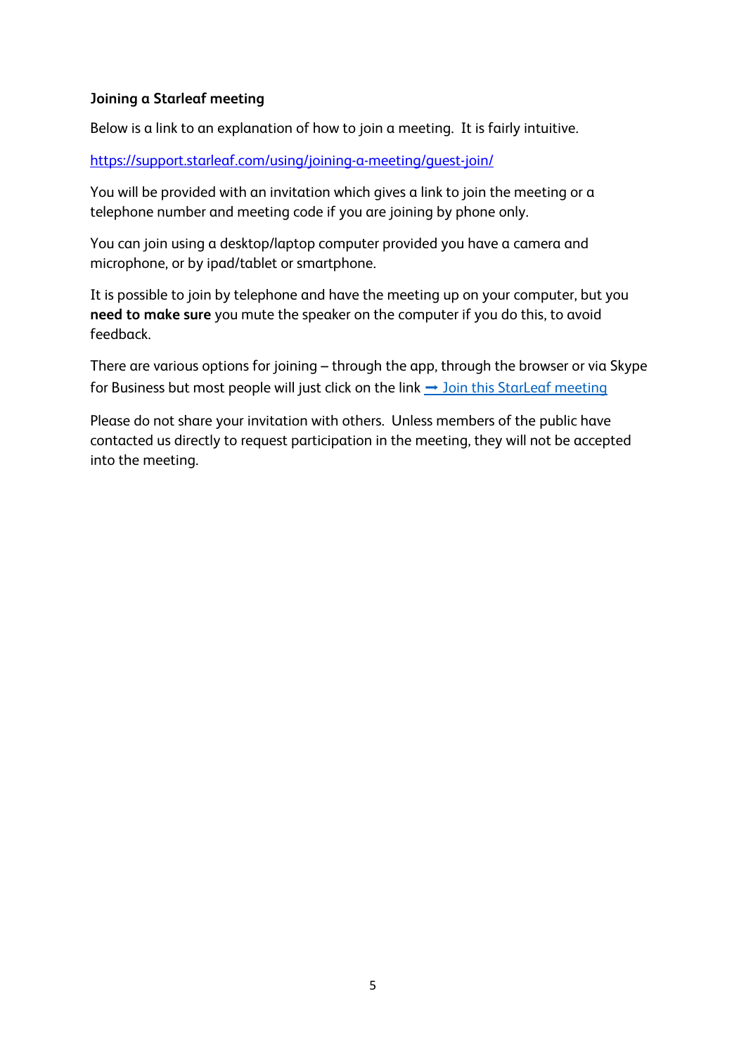**Joining a Starleaf meeting**

Below is a link to an explanation of how to join a meeting. It is fairly intuitive.

https://support.starleaf.com/using/joining-a-meeting/guest-join/

You will be provided with an invitation which gives a link to join the meeting or a telephone number and meeting code if you are joining by phone only.

You can join using a desktop/laptop computer provided you have a camera and microphone, or by ipad/tablet or smartphone.

It is possible to join by telephone and have the meeting up on your computer, but you **need to make sure** you mute the speaker on the computer if you do this, to avoid feedback.

There are various options for joining – through the app, through the browser or via Skype for Business but most people will just click on the link ➞ Join this StarLeaf meeting

Please do not share your invitation with others. Unless members of the public have contacted us directly to request participation in the meeting, they will not be accepted into the meeting.